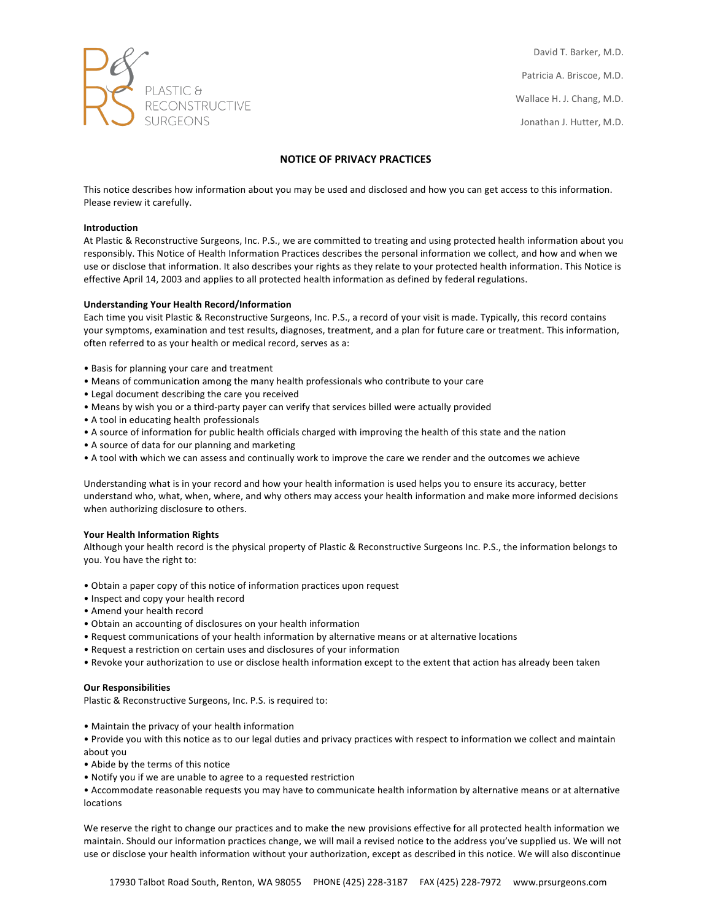PLASTIC & RECONSTRUCTIVE SURGEONS

David T. Barker, M.D.

Patricia A. Briscoe, M.D.

Wallace H. J. Chang, M.D.

Jonathan J. Hutter, M.D.

# NOTICE OF PRIVACY PRACTICES

This notice describes how information about you may be used and disclosed and how you can get access to this information. Please review it carefully.

**Introduction**

At Plastic & Reconstructive Surgeons, Inc. P.S., we are committed to treating and using protected health information about you responsibly. This Notice of Health Information Practices describes the personal information we collect, and how and when we use or disclose that information. It also describes your rights as they relate to your protected health information. This Notice is effective April 14, 2003 and applies to all protected health information as defined by federal regulations.

**Understanding Your Health Record/Information**

Each time you visit Plastic & Reconstructive Surgeons, Inc. P.S., a record of your visit is made. Typically, this record contains your symptoms, examination and test results, diagnoses, treatment, and a plan for future care or treatment. This information, often referred to as your health or medical record, serves as a:

- Basis for planning your care and treatment
- Means of communication among the many health professionals who contribute to your care
- Legal document describing the care you received
- Means by wish you or a third-party payer can verify that services billed were actually provided
- A tool in educating health professionals
- A source of information for public health officials charged with improving the health of this state and the nation
- A source of data for our planning and marketing
- A tool with which we can assess and continually work to improve the care we render and the outcomes we achieve

Understanding what is in your record and how your health information is used helps you to ensure its accuracy, better understand who, what, when, where, and why others may access your health information and make more informed decisions when authorizing disclosure to others.

**Your Health Information Rights**

Although your health record is the physical property of Plastic & Reconstructive Surgeons Inc. P.S., the information belongs to you. You have the right to:

- Obtain a paper copy of this notice of information practices upon request
- Inspect and copy your health record
- Amend your health record
- Obtain an accounting of disclosures on your health information
- Request communications of your health information by alternative means or at alternative locations
- Request a restriction on certain uses and disclosures of your information
- Revoke your authorization to use or disclose health information except to the extent that action has already been taken

**Our Responsibilities**

Plastic & Reconstructive Surgeons, Inc. P.S. is required to:

- Maintain the privacy of your health information
- Provide you with this notice as to our legal duties and privacy practices with respect to information we collect and maintain about you
- Abide by the terms of this notice
- Notify you if we are unable to agree to a requested restriction
- Accommodate reasonable requests you may have to communicate health information by alternative means or at alternative locations

We reserve the right to change our practices and to make the new provisions effective for all protected health information we maintain. Should our information practices change, we will mail a revised notice to the address you've supplied us. We will not use or disclose your health information without your authorization, except as described in this notice. We will also discontinue

17930 Talbot Road South, Renton, WA 98055 PHONE (425) 228-3187 FAX (425) 228-7972 www.prsurgeons.com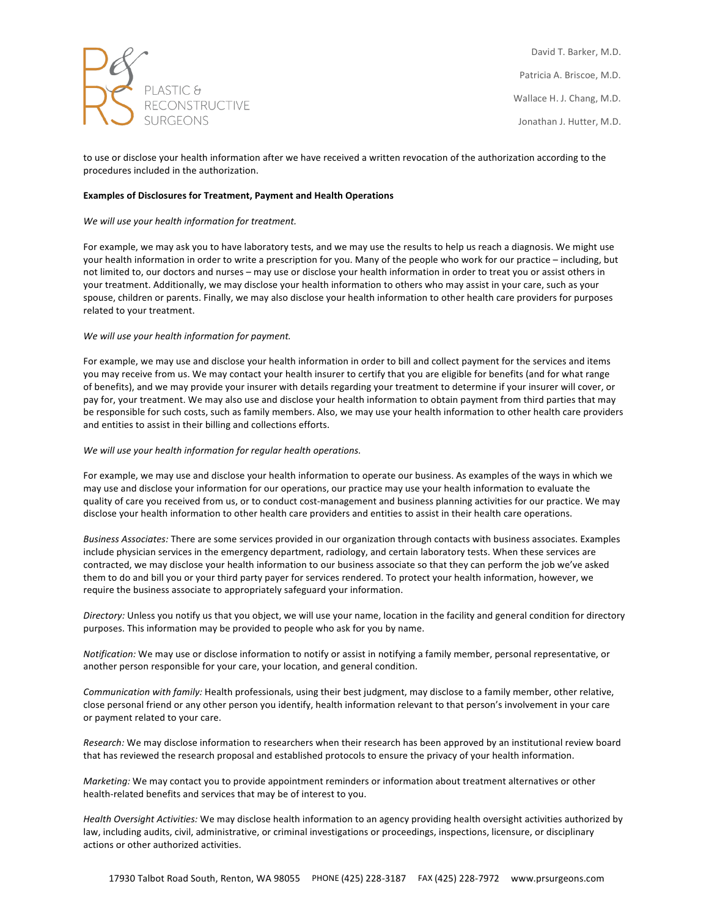to use or disclose your health information after we have received a written revocation of the authorization according to the procedures included in the authorization.

**Examples of Disclosures for Treatment, Payment and Health Operations**

*We will use your health information for treatment.*

For example, we may ask you to have laboratory tests, and we may use the results to help us reach a diagnosis. We might use your health information in order to write a prescription for you. Many of the people who work for our practice – including, but not limited to, our doctors and nurses – may use or disclose your health information in order to treat you or assist others in your treatment. Additionally, we may disclose your health information to others who may assist in your care, such as your spouse, children or parents. Finally, we may also disclose your health information to other health care providers for purposes related to your treatment.

*We will use your health information for payment.*

For example, we may use and disclose your health information in order to bill and collect payment for the services and items you may receive from us. We may contact your health insurer to certify that you are eligible for benefits (and for what range of benefits), and we may provide your insurer with details regarding your treatment to determine if your insurer will cover, or pay for, your treatment. We may also use and disclose your health information to obtain payment from third parties that may be responsible for such costs, such as family members. Also, we may use your health information to other health care providers and entities to assist in their billing and collections efforts.

*We will use your health information for regular health operations.*

For example, we may use and disclose your health information to operate our business. As examples of the ways in which we may use and disclose your information for our operations, our practice may use your health information to evaluate the quality of care you received from us, or to conduct cost-management and business planning activities for our practice. We may disclose your health information to other health care providers and entities to assist in their health care operations.

*Business Associates:* There are some services provided in our organization through contacts with business associates. Examples include physician services in the emergency department, radiology, and certain laboratory tests. When these services are contracted, we may disclose your health information to our business associate so that they can perform the job we've asked them to do and bill you or your third party payer for services rendered. To protect your health information, however, we require the business associate to appropriately safeguard your information.

*Directory:* Unless you notify us that you object, we will use your name, location in the facility and general condition for directory purposes. This information may be provided to people who ask for you by name.

*Notification:* We may use or disclose information to notify or assist in notifying a family member, personal representative, or another person responsible for your care, your location, and general condition.

*Communication with family:* Health professionals, using their best judgment, may disclose to a family member, other relative, close personal friend or any other person you identify, health information relevant to that person's involvement in your care or payment related to your care.

*Research:* We may disclose information to researchers when their research has been approved by an institutional review board that has reviewed the research proposal and established protocols to ensure the privacy of your health information.

*Marketing:* We may contact you to provide appointment reminders or information about treatment alternatives or other health-related benefits and services that may be of interest to you.

*Health Oversight Activities:* We may disclose health information to an agency providing health oversight activities authorized by law, including audits, civil, administrative, or criminal investigations or proceedings, inspections, licensure, or disciplinary actions or other authorized activities.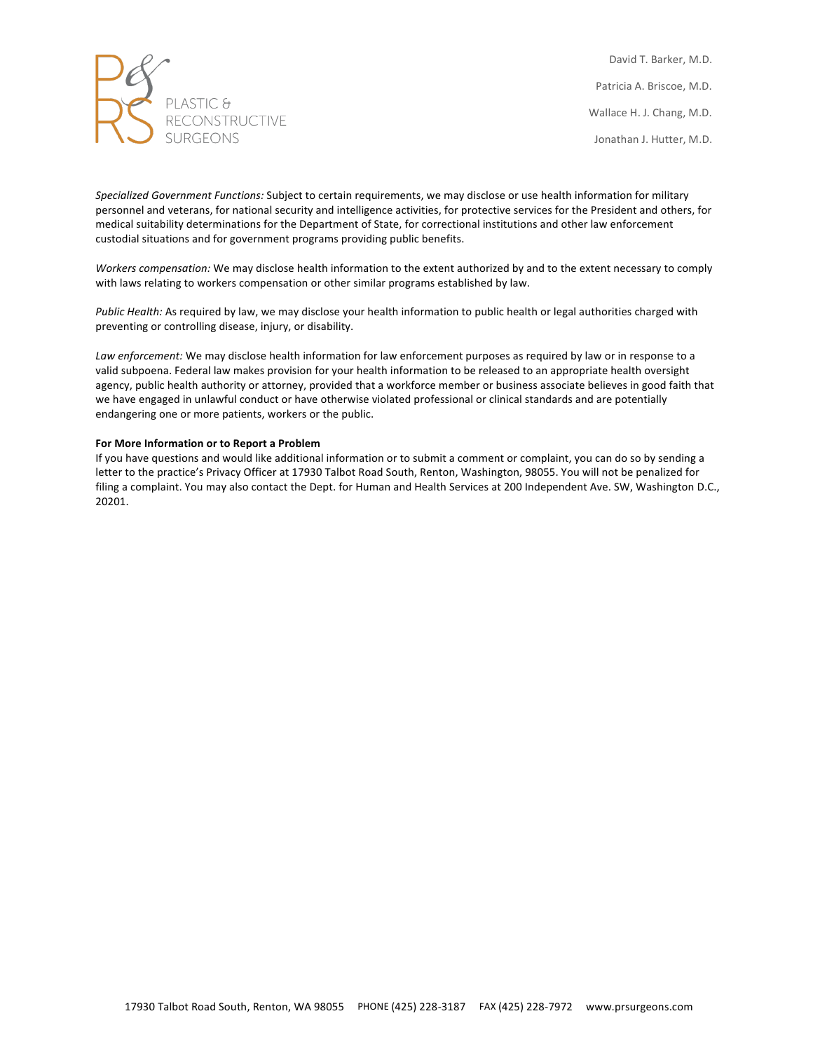*Specialized Government Functions:* Subject to certain requirements, we may disclose or use health information for military personnel and veterans, for national security and intelligence activities, for protective services for the President and others, for medical suitability determinations for the Department of State, for correctional institutions and other law enforcement custodial situations and for government programs providing public benefits.

*Workers compensation:* We may disclose health information to the extent authorized by and to the extent necessary to comply with laws relating to workers compensation or other similar programs established by law.

*Public Health:* As required by law, we may disclose your health information to public health or legal authorities charged with preventing or controlling disease, injury, or disability.

*Law enforcement:* We may disclose health information for law enforcement purposes as required by law or in response to a valid subpoena. Federal law makes provision for your health information to be released to an appropriate health oversight agency, public health authority or attorney, provided that a workforce member or business associate believes in good faith that we have engaged in unlawful conduct or have otherwise violated professional or clinical standards and are potentially endangering one or more patients, workers or the public.

**For More Information or to Report a Problem**

If you have questions and would like additional information or to submit a comment or complaint, you can do so by sending a letter to the practice's Privacy Officer at 17930 Talbot Road South, Renton, Washington, 98055. You will not be penalized for filing a complaint. You may also contact the Dept. for Human and Health Services at 200 Independent Ave. SW, Washington D.C., 20201.